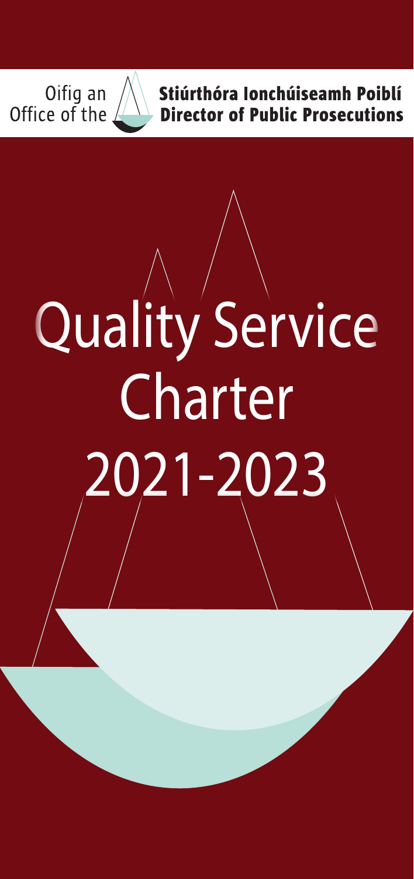Oifig an Stiúrthóra Ionchúiseamh Poiblí
Office of the Director of Public Prosecutions

# Quality Service Charter 2021-2023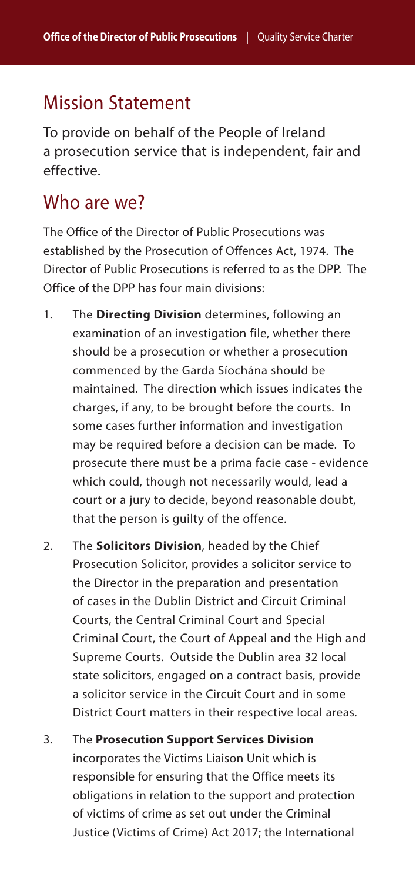## Mission Statement

To provide on behalf of the People of Ireland a prosecution service that is independent, fair and effective.

## Who are we?

The Office of the Director of Public Prosecutions was established by the Prosecution of Offences Act, 1974. The Director of Public Prosecutions is referred to as the DPP. The Office of the DPP has four main divisions:

1. The **Directing Division** determines, following an examination of an investigation file, whether there should be a prosecution or whether a prosecution commenced by the Garda Síochána should be maintained. The direction which issues indicates the charges, if any, to be brought before the courts. In some cases further information and investigation may be required before a decision can be made. To prosecute there must be a prima facie case - evidence which could, though not necessarily would, lead a court or a jury to decide, beyond reasonable doubt, that the person is guilty of the offence.

2. The **Solicitors Division**, headed by the Chief Prosecution Solicitor, provides a solicitor service to the Director in the preparation and presentation of cases in the Dublin District and Circuit Criminal Courts, the Central Criminal Court and Special Criminal Court, the Court of Appeal and the High and Supreme Courts. Outside the Dublin area 32 local state solicitors, engaged on a contract basis, provide a solicitor service in the Circuit Court and in some District Court matters in their respective local areas.

3. The **Prosecution Support Services Division** incorporates the Victims Liaison Unit which is responsible for ensuring that the Office meets its obligations in relation to the support and protection of victims of crime as set out under the Criminal Justice (Victims of Crime) Act 2017; the International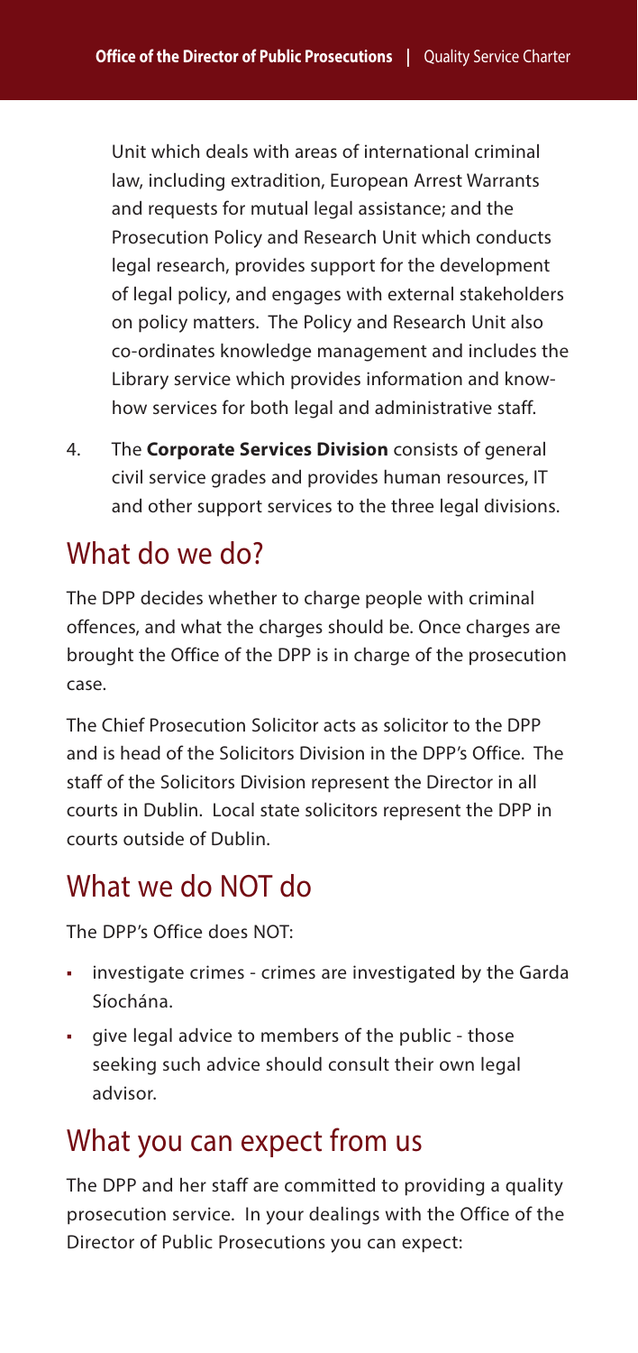Unit which deals with areas of international criminal law, including extradition, European Arrest Warrants and requests for mutual legal assistance; and the Prosecution Policy and Research Unit which conducts legal research, provides support for the development of legal policy, and engages with external stakeholders on policy matters. The Policy and Research Unit also co-ordinates knowledge management and includes the Library service which provides information and know-how services for both legal and administrative staff.

4. The **Corporate Services Division** consists of general civil service grades and provides human resources, IT and other support services to the three legal divisions.

## What do we do?

The DPP decides whether to charge people with criminal offences, and what the charges should be. Once charges are brought the Office of the DPP is in charge of the prosecution case.

The Chief Prosecution Solicitor acts as solicitor to the DPP and is head of the Solicitors Division in the DPP's Office. The staff of the Solicitors Division represent the Director in all courts in Dublin. Local state solicitors represent the DPP in courts outside of Dublin.

## What we do NOT do

The DPP's Office does NOT:

- investigate crimes - crimes are investigated by the Garda Síochána.
- give legal advice to members of the public - those seeking such advice should consult their own legal advisor.

## What you can expect from us

The DPP and her staff are committed to providing a quality prosecution service. In your dealings with the Office of the Director of Public Prosecutions you can expect: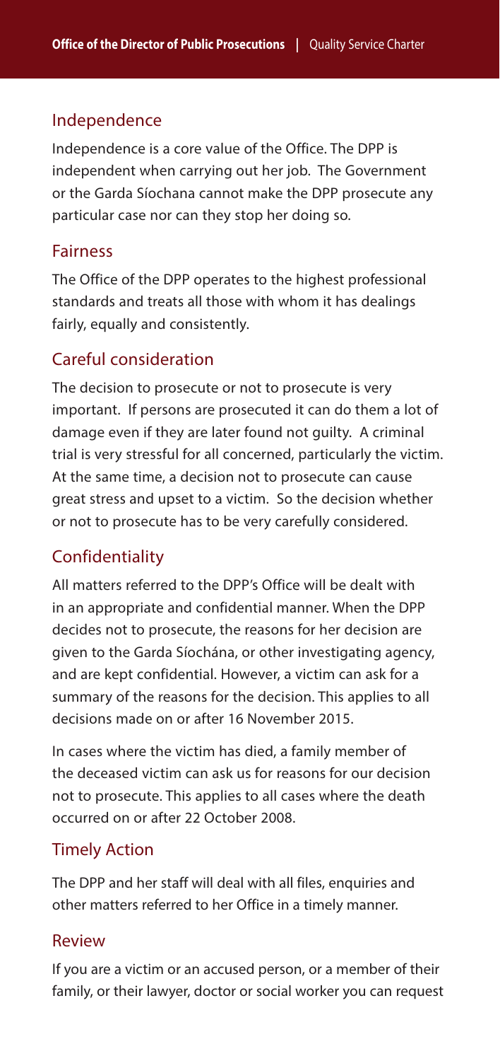## Independence

Independence is a core value of the Office. The DPP is independent when carrying out her job. The Government or the Garda Síochana cannot make the DPP prosecute any particular case nor can they stop her doing so.

## Fairness

The Office of the DPP operates to the highest professional standards and treats all those with whom it has dealings fairly, equally and consistently.

## Careful consideration

The decision to prosecute or not to prosecute is very important. If persons are prosecuted it can do them a lot of damage even if they are later found not guilty. A criminal trial is very stressful for all concerned, particularly the victim. At the same time, a decision not to prosecute can cause great stress and upset to a victim. So the decision whether or not to prosecute has to be very carefully considered.

## Confidentiality

All matters referred to the DPP's Office will be dealt with in an appropriate and confidential manner. When the DPP decides not to prosecute, the reasons for her decision are given to the Garda Síochána, or other investigating agency, and are kept confidential. However, a victim can ask for a summary of the reasons for the decision. This applies to all decisions made on or after 16 November 2015.

In cases where the victim has died, a family member of the deceased victim can ask us for reasons for our decision not to prosecute. This applies to all cases where the death occurred on or after 22 October 2008.

## Timely Action

The DPP and her staff will deal with all files, enquiries and other matters referred to her Office in a timely manner.

## Review

If you are a victim or an accused person, or a member of their family, or their lawyer, doctor or social worker you can request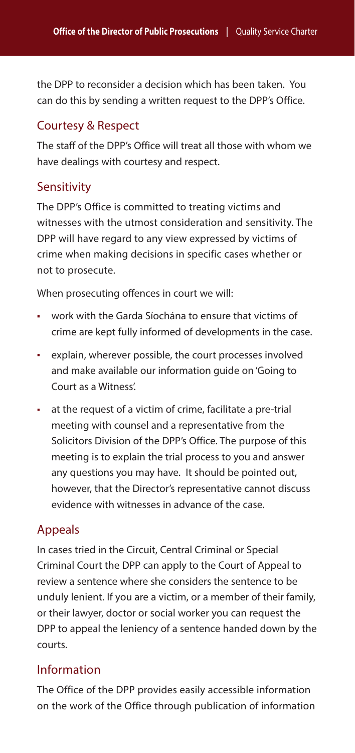the DPP to reconsider a decision which has been taken. You can do this by sending a written request to the DPP's Office.

## Courtesy & Respect

The staff of the DPP's Office will treat all those with whom we have dealings with courtesy and respect.

## Sensitivity

The DPP's Office is committed to treating victims and witnesses with the utmost consideration and sensitivity. The DPP will have regard to any view expressed by victims of crime when making decisions in specific cases whether or not to prosecute.

When prosecuting offences in court we will:

- work with the Garda Síochána to ensure that victims of crime are kept fully informed of developments in the case.
- explain, wherever possible, the court processes involved and make available our information guide on 'Going to Court as a Witness'.
- at the request of a victim of crime, facilitate a pre-trial meeting with counsel and a representative from the Solicitors Division of the DPP's Office. The purpose of this meeting is to explain the trial process to you and answer any questions you may have. It should be pointed out, however, that the Director's representative cannot discuss evidence with witnesses in advance of the case.

## Appeals

In cases tried in the Circuit, Central Criminal or Special Criminal Court the DPP can apply to the Court of Appeal to review a sentence where she considers the sentence to be unduly lenient. If you are a victim, or a member of their family, or their lawyer, doctor or social worker you can request the DPP to appeal the leniency of a sentence handed down by the courts.

## Information

The Office of the DPP provides easily accessible information on the work of the Office through publication of information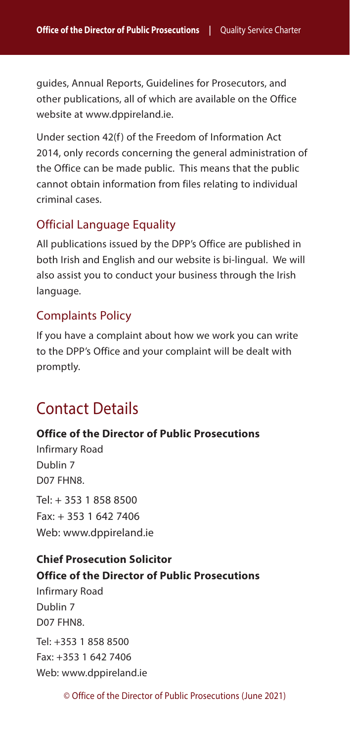guides, Annual Reports, Guidelines for Prosecutors, and other publications, all of which are available on the Office website at www.dppireland.ie.

Under section 42(f) of the Freedom of Information Act 2014, only records concerning the general administration of the Office can be made public. This means that the public cannot obtain information from files relating to individual criminal cases.

### Official Language Equality

All publications issued by the DPP's Office are published in both Irish and English and our website is bi-lingual. We will also assist you to conduct your business through the Irish language.

### Complaints Policy

If you have a complaint about how we work you can write to the DPP's Office and your complaint will be dealt with promptly.

## Contact Details

**Office of the Director of Public Prosecutions**
Infirmary Road
Dublin 7
D07 FHN8.

Tel: + 353 1 858 8500
Fax: + 353 1 642 7406
Web: www.dppireland.ie

**Chief Prosecution Solicitor**
**Office of the Director of Public Prosecutions**
Infirmary Road
Dublin 7
D07 FHN8.

Tel: +353 1 858 8500
Fax: +353 1 642 7406
Web: www.dppireland.ie

© Office of the Director of Public Prosecutions (June 2021)